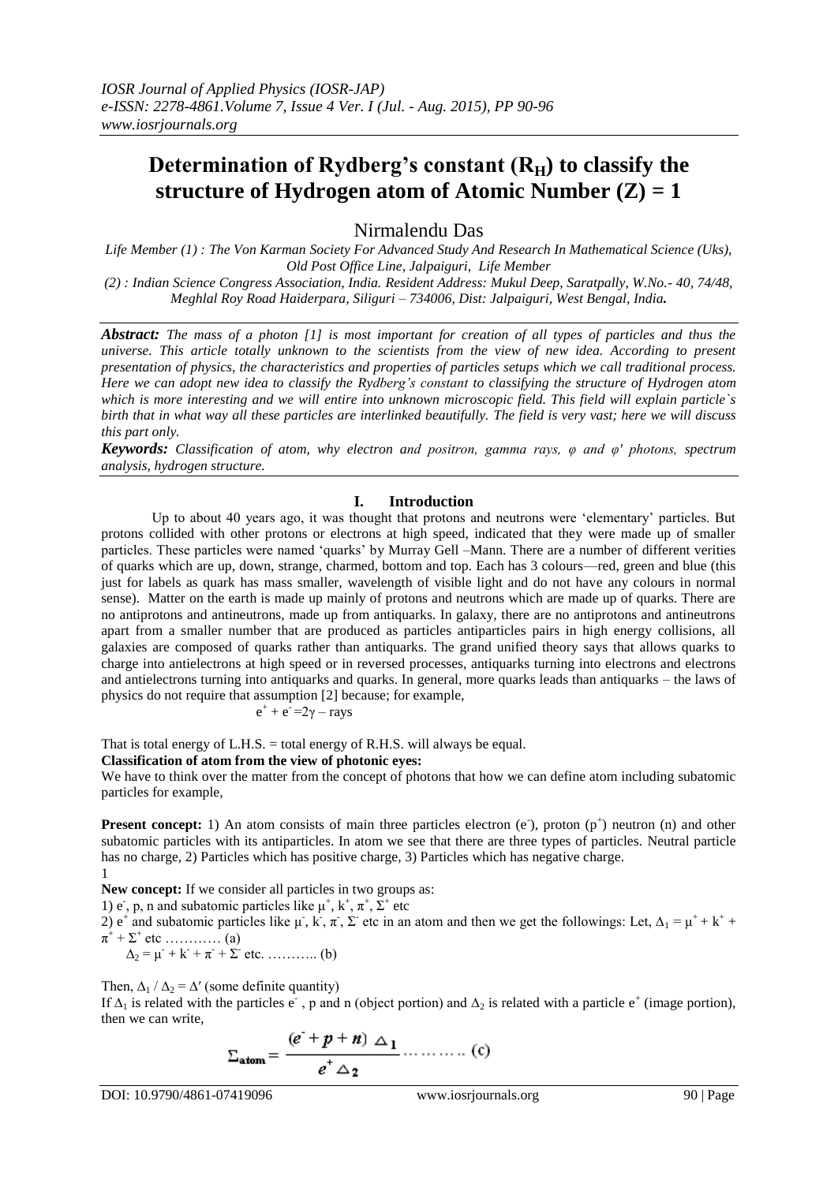*IOSR Journal of Applied Physics (IOSR-JAP)*
*e-ISSN: 2278-4861.Volume 7, Issue 4 Ver. I (Jul. - Aug. 2015), PP 90-96*
*www.iosrjournals.org*

# Determination of Rydberg's constant ($R_H$) to classify the structure of Hydrogen atom of Atomic Number (Z) = 1

Nirmalendu Das

*Life Member (1) : The Von Karman Society For Advanced Study And Research In Mathematical Science (Uks), Old Post Office Line, Jalpaiguri, Life Member*
*(2) : Indian Science Congress Association, India. Resident Address: Mukul Deep, Saratpally, W.No.- 40, 74/48, Meghlal Roy Road Haiderpara, Siliguri – 734006, Dist: Jalpaiguri, West Bengal, India.*

***Abstract:*** *The mass of a photon [1] is most important for creation of all types of particles and thus the universe. This article totally unknown to the scientists from the view of new idea. According to present presentation of physics, the characteristics and properties of particles setups which we call traditional process. Here we can adopt new idea to classify the Rydberg's constant to classifying the structure of Hydrogen atom which is more interesting and we will entire into unknown microscopic field. This field will explain particle`s birth that in what way all these particles are interlinked beautifully. The field is very vast; here we will discuss this part only.*

***Keywords:*** *Classification of atom, why electron and positron, gamma rays, φ and φ' photons, spectrum analysis, hydrogen structure.*

## I. Introduction

Up to about 40 years ago, it was thought that protons and neutrons were 'elementary' particles. But protons collided with other protons or electrons at high speed, indicated that they were made up of smaller particles. These particles were named 'quarks' by Murray Gell –Mann. There are a number of different verities of quarks which are up, down, strange, charmed, bottom and top. Each has 3 colours—red, green and blue (this just for labels as quark has mass smaller, wavelength of visible light and do not have any colours in normal sense). Matter on the earth is made up mainly of protons and neutrons which are made up of quarks. There are no antiprotons and antineutrons, made up from antiquarks. In galaxy, there are no antiprotons and antineutrons apart from a smaller number that are produced as particles antiparticles pairs in high energy collisions, all galaxies are composed of quarks rather than antiquarks. The grand unified theory says that allows quarks to charge into antielectrons at high speed or in reversed processes, antiquarks turning into electrons and electrons and antielectrons turning into antiquarks and quarks. In general, more quarks leads than antiquarks – the laws of physics do not require that assumption [2] because; for example,

$$e^+ + e^- = 2\gamma - \text{rays}$$

That is total energy of L.H.S. = total energy of R.H.S. will always be equal.

**Classification of atom from the view of photonic eyes:**

We have to think over the matter from the concept of photons that how we can define atom including subatomic particles for example,

**Present concept:** 1) An atom consists of main three particles electron ($e^-$), proton ($p^+$) neutron (n) and other subatomic particles with its antiparticles. In atom we see that there are three types of particles. Neutral particle has no charge, 2) Particles which has positive charge, 3) Particles which has negative charge.

1

**New concept:** If we consider all particles in two groups as:

1) $e^-$, p, n and subatomic particles like $\mu^+$, $k^+$, $\pi^+$, $\Sigma^+$ etc

2) $e^+$ and subatomic particles like $\mu^-$, $k^-$, $\pi^-$, $\Sigma^-$ etc in an atom and then we get the followings: Let, $\Delta_1 = \mu^+ + k^+ + \pi^+ + \Sigma^+$ etc ………… (a)

$\Delta_2 = \mu^- + k^- + \pi^- + \Sigma^-$ etc. ……….. (b)

Then, $\Delta_1 / \Delta_2 = \Delta'$ (some definite quantity)

If $\Delta_1$ is related with the particles $e^-$ , p and n (object portion) and $\Delta_2$ is related with a particle $e^+$ (image portion), then we can write,

$$\Sigma_{\text{atom}} = \frac{(e^- + p + n)\ \Delta_1}{e^+ \Delta_2} \ldots\ldots\ldots\ (c)$$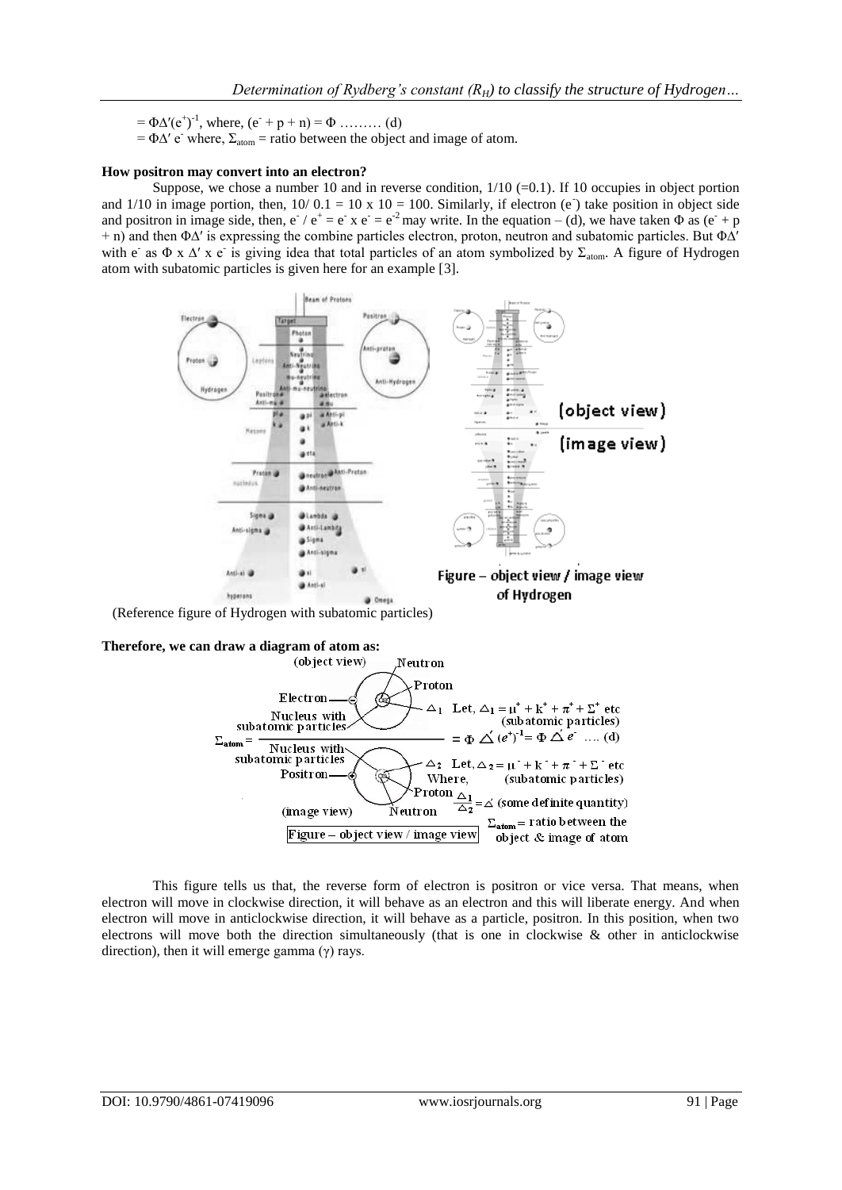$= \Phi\Delta'(e^+)^{-1}$, where, $(e^- + p + n) = \Phi$ ……… (d)

$= \Phi\Delta' e^-$ where, $\Sigma_{atom}$ = ratio between the object and image of atom.

**How positron may convert into an electron?**

Suppose, we chose a number 10 and in reverse condition, 1/10 (=0.1). If 10 occupies in object portion and 1/10 in image portion, then, $10/0.1 = 10 \times 10 = 100$. Similarly, if electron ($e^-$) take position in object side and positron in image side, then, $e^- / e^+ = e^- \times e^- = e^{-2}$ may write. In the equation – (d), we have taken $\Phi$ as $(e^- + p + n)$ and then $\Phi\Delta'$ is expressing the combine particles electron, proton, neutron and subatomic particles. But $\Phi\Delta'$ with $e^-$ as $\Phi \times \Delta' \times e^-$ is giving idea that total particles of an atom symbolized by $\Sigma_{atom}$. A figure of Hydrogen atom with subatomic particles is given here for an example [3].

(Reference figure of Hydrogen with subatomic particles)

Figure – object view / image view of Hydrogen

**Therefore, we can draw a diagram of atom as:**

$$\Sigma_{atom} = \frac{\text{Nucleus with subatomic particles}}{\text{Nucleus with subatomic particles}} = \Phi \Delta' (e^+)^{-1} = \Phi \Delta' e^- \quad \ldots (d)$$

Let, $\Delta_1 = \mu^+ + k^+ + \pi^+ + \Sigma^+$ etc (subatomic particles)

Let, $\Delta_2 = \mu^- + k^- + \pi^- + \Sigma^-$ etc (subatomic particles)

Where, $\frac{\Delta_1}{\Delta_2} = \Delta'$ (some definite quantity)

$\Sigma_{atom}$ = ratio between the object & image of atom

Figure – object view / image view

This figure tells us that, the reverse form of electron is positron or vice versa. That means, when electron will move in clockwise direction, it will behave as an electron and this will liberate energy. And when electron will move in anticlockwise direction, it will behave as a particle, positron. In this position, when two electrons will move both the direction simultaneously (that is one in clockwise & other in anticlockwise direction), then it will emerge gamma ($\gamma$) rays.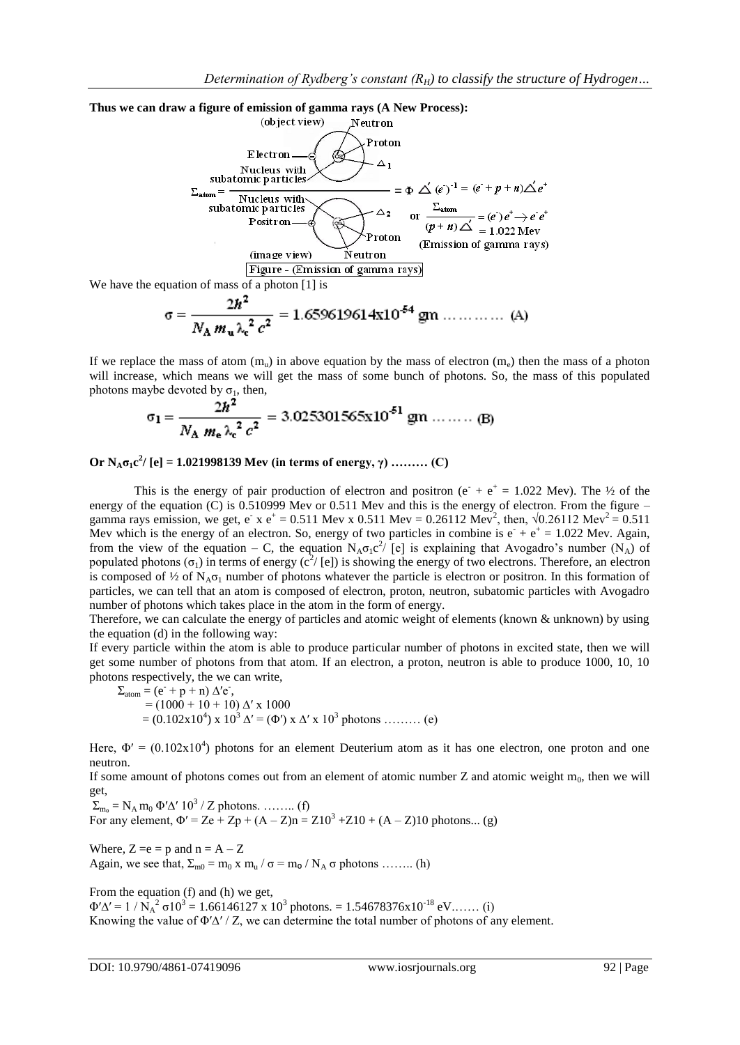**Thus we can draw a figure of emission of gamma rays (A New Process):**

(object view) Neutron, Proton, Electron, Nucleus with subatomic particles, $\triangle_1$

$$\Sigma_{atom} = \frac{\text{Nucleus with subatomic particles}}{\text{Nucleus with subatomic particles}} = \Phi \triangle' (e^-)^{-1} = (e^- + p + n)\triangle' e^+$$

or $\frac{\Sigma_{atom}}{(p+n)\triangle'} = (e^-)e^+ \rightarrow e^- e^+ = 1.022 \text{ Mev}$ (Emission of gamma rays)

Positron, Proton, Neutron, $\triangle_2$ (image view)

Figure - (Emission of gamma rays)

We have the equation of mass of a photon [1] is

$$\sigma = \frac{2h^2}{N_A\, m_u\, \lambda_c^2\, c^2} = 1.659619614\text{x}10^{-54} \text{ gm} \text{ ………… (A)}$$

If we replace the mass of atom ($m_u$) in above equation by the mass of electron ($m_e$) then the mass of a photon will increase, which means we will get the mass of some bunch of photons. So, the mass of this populated photons maybe devoted by $\sigma_1$, then,

$$\sigma_1 = \frac{2h^2}{N_A\, m_e\, \lambda_c^2\, c^2} = 3.025301565\text{x}10^{-51} \text{ gm} \text{ ……… (B)}$$

**Or $N_A\sigma_1 c^2/ [e]$ = 1.021998139 Mev (in terms of energy, γ) ……… (C)**

This is the energy of pair production of electron and positron ($e^- + e^+$ = 1.022 Mev). The ½ of the energy of the equation (C) is 0.510999 Mev or 0.511 Mev and this is the energy of electron. From the figure – gamma rays emission, we get, $e^-$ x $e^+$ = 0.511 Mev x 0.511 Mev = 0.26112 $\text{Mev}^2$, then, $\sqrt{0.26112 \text{ Mev}^2}$ = 0.511 Mev which is the energy of an electron. So, energy of two particles in combine is $e^- + e^+$ = 1.022 Mev. Again, from the view of the equation – C, the equation $N_A\sigma_1 c^2/ [e]$ is explaining that Avogadro's number ($N_A$) of populated photons ($\sigma_1$) in terms of energy ($c^2/ [e]$) is showing the energy of two electrons. Therefore, an electron is composed of ½ of $N_A\sigma_1$ number of photons whatever the particle is electron or positron. In this formation of particles, we can tell that an atom is composed of electron, proton, neutron, subatomic particles with Avogadro number of photons which takes place in the atom in the form of energy.

Therefore, we can calculate the energy of particles and atomic weight of elements (known & unknown) by using the equation (d) in the following way:

If every particle within the atom is able to produce particular number of photons in excited state, then we will get some number of photons from that atom. If an electron, a proton, neutron is able to produce 1000, 10, 10 photons respectively, the we can write,

$\Sigma_{atom} = (e^- + p + n)\, \Delta' e^-$,
$= (1000 + 10 + 10)\, \Delta'$ x 1000
$= (0.102\text{x}10^4)$ x $10^3\, \Delta' = (\Phi')$ x $\Delta'$ x $10^3$ photons ……… (e)

Here, $\Phi' = (0.102\text{x}10^4)$ photons for an element Deuterium atom as it has one electron, one proton and one neutron.

If some amount of photons comes out from an element of atomic number Z and atomic weight $m_0$, then we will get,

$\Sigma_{m_o} = N_A\, m_0\, \Phi'\Delta'\, 10^3 / Z$ photons. …….. (f)

For any element, $\Phi' = Ze + Zp + (A - Z)n = Z10^3 + Z10 + (A - Z)10$ photons... (g)

Where, $Z = e = p$ and $n = A - Z$

Again, we see that, $\Sigma_{m0} = m_0$ x $m_u / \sigma = m_o / N_A\, \sigma$ photons …….. (h)

From the equation (f) and (h) we get,

$\Phi'\Delta' = 1 / N_A^2\, \sigma 10^3 = 1.66146127$ x $10^3$ photons. = $1.54678376\text{x}10^{-18}$ eV.…… (i)

Knowing the value of $\Phi'\Delta' / Z$, we can determine the total number of photons of any element.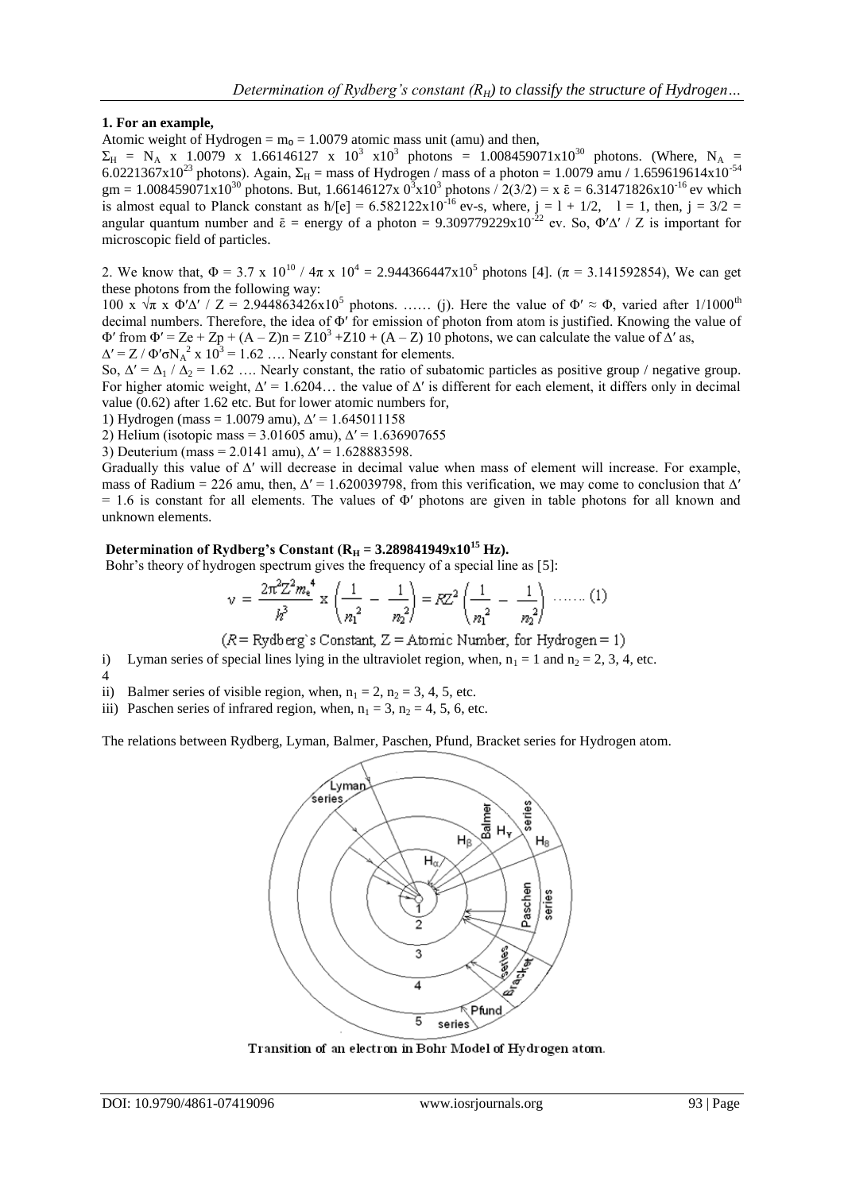**1. For an example,**

Atomic weight of Hydrogen = $m_0$ = 1.0079 atomic mass unit (amu) and then,

$\Sigma_H$ = $N_A$ x 1.0079 x 1.66146127 x $10^3$ x$10^3$ photons = 1.008459071x$10^{30}$ photons. (Where, $N_A$ = 6.0221367x$10^{23}$ photons). Again, $\Sigma_H$ = mass of Hydrogen / mass of a photon = 1.0079 amu / 1.659619614x$10^{-54}$ gm = 1.008459071x$10^{30}$ photons. But, 1.66146127x $0^3$x$10^3$ photons / 2(3/2) = x $\bar{\varepsilon}$ = 6.31471826x$10^{-16}$ ev which is almost equal to Planck constant as ħ/[e] = 6.582122x$10^{-16}$ ev-s, where, j = l + 1/2, l = 1, then, j = 3/2 = angular quantum number and $\bar{\varepsilon}$ = energy of a photon = 9.309779229x$10^{-22}$ ev. So, Φ′Δ′ / Z is important for microscopic field of particles.

2. We know that, Φ = 3.7 x $10^{10}$ / 4π x $10^4$ = 2.944366447x$10^5$ photons [4]. (π = 3.141592854), We can get these photons from the following way:

100 x √π x Φ′Δ′ / Z = 2.944863426x$10^5$ photons. …… (j). Here the value of Φ′ ≈ Φ, varied after 1/1000$^{th}$ decimal numbers. Therefore, the idea of Φ′ for emission of photon from atom is justified. Knowing the value of Φ′ from Φ′ = Ze + Zp + (A – Z)n = Z$10^3$ +Z10 + (A – Z) 10 photons, we can calculate the value of Δ′ as,

Δ′ = Z / Φ′σ$N_A^2$ x $10^3$ = 1.62 …. Nearly constant for elements.

So, Δ′ = $\Delta_1$ / $\Delta_2$ = 1.62 …. Nearly constant, the ratio of subatomic particles as positive group / negative group. For higher atomic weight, Δ′ = 1.6204… the value of Δ′ is different for each element, it differs only in decimal value (0.62) after 1.62 etc. But for lower atomic numbers for,

1) Hydrogen (mass = 1.0079 amu), Δ′ = 1.645011158
2) Helium (isotopic mass = 3.01605 amu), Δ′ = 1.636907655
3) Deuterium (mass = 2.0141 amu), Δ′ = 1.628883598.

Gradually this value of Δ′ will decrease in decimal value when mass of element will increase. For example, mass of Radium = 226 amu, then, Δ′ = 1.620039798, from this verification, we may come to conclusion that Δ′ = 1.6 is constant for all elements. The values of Φ′ photons are given in table photons for all known and unknown elements.

**Determination of Rydberg's Constant ($R_H$ = 3.289841949x$10^{15}$ Hz).**

Bohr's theory of hydrogen spectrum gives the frequency of a special line as [5]:

$$v = \frac{2\pi^2 Z^2 m_e^4}{h^3} \times \left(\frac{1}{n_1^2} - \frac{1}{n_2^2}\right) = RZ^2\left(\frac{1}{n_1^2} - \frac{1}{n_2^2}\right) \ \ldots\ldots (1)$$

(R = Rydberg`s Constant, Z = Atomic Number, for Hydrogen = 1)

i) Lyman series of special lines lying in the ultraviolet region, when, $n_1$ = 1 and $n_2$ = 2, 3, 4, etc.
4
ii) Balmer series of visible region, when, $n_1$ = 2, $n_2$ = 3, 4, 5, etc.
iii) Paschen series of infrared region, when, $n_1$ = 3, $n_2$ = 4, 5, 6, etc.

The relations between Rydberg, Lyman, Balmer, Paschen, Pfund, Bracket series for Hydrogen atom.

Transition of an electron in Bohr Model of Hydrogen atom.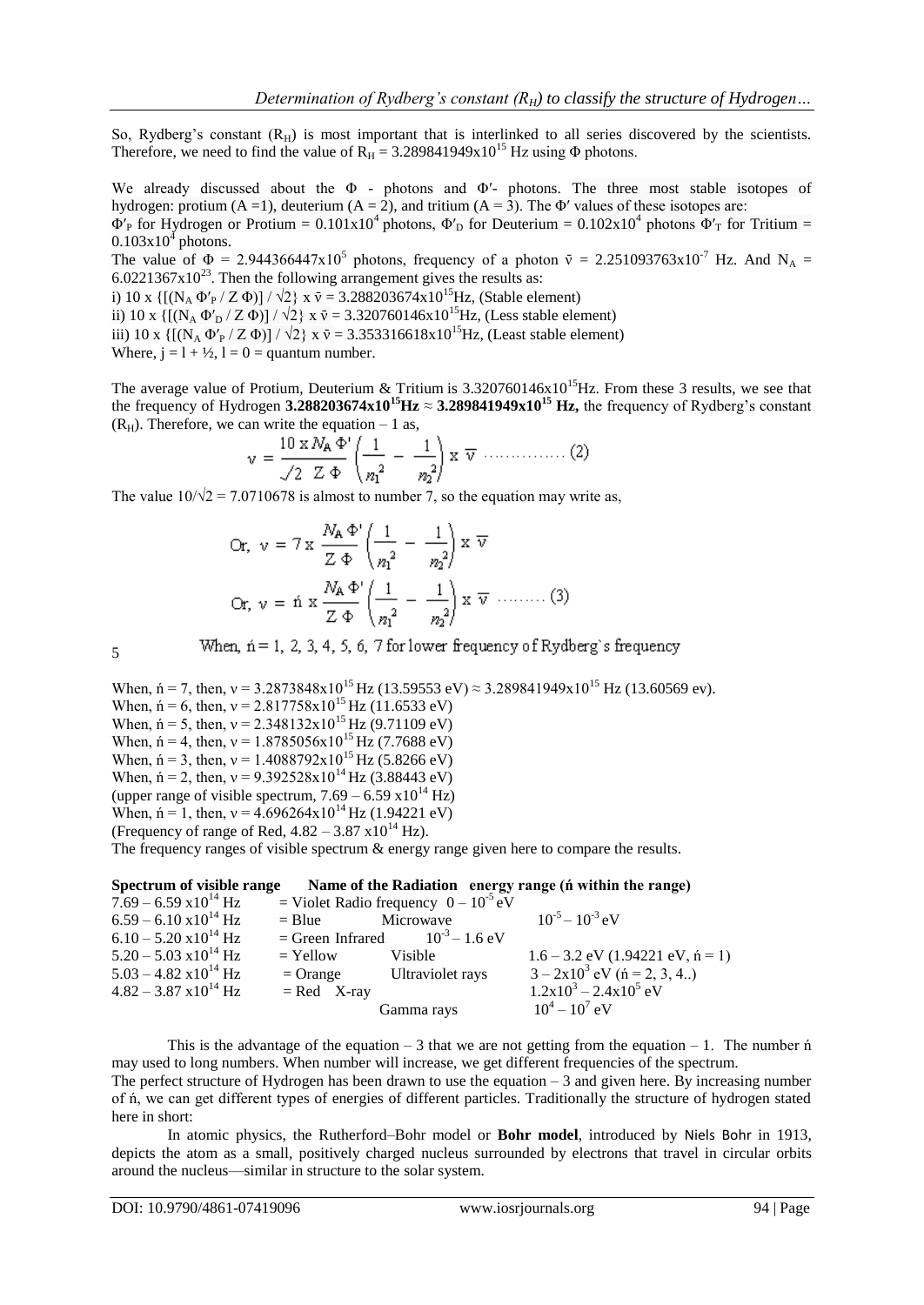So, Rydberg's constant ($R_H$) is most important that is interlinked to all series discovered by the scientists. Therefore, we need to find the value of $R_H = 3.289841949\text{x}10^{15}$ Hz using Φ photons.

We already discussed about the Φ - photons and Φ′- photons. The three most stable isotopes of hydrogen: protium (A =1), deuterium (A = 2), and tritium (A = 3). The Φ′ values of these isotopes are:

$\Phi'_P$ for Hydrogen or Protium = $0.101\text{x}10^4$ photons, $\Phi'_D$ for Deuterium = $0.102\text{x}10^4$ photons $\Phi'_T$ for Tritium = $0.103\text{x}10^4$ photons.

The value of $\Phi = 2.944366447\text{x}10^5$ photons, frequency of a photon $\bar{\text{v}} = 2.251093763\text{x}10^{-7}$ Hz. And $N_A = 6.0221367\text{x}10^{23}$. Then the following arrangement gives the results as:

i) $10 \text{ x } \{[(N_A \Phi'_P / Z \Phi)] / \sqrt{2}\} \text{ x } \bar{\text{v}} = 3.288203674\text{x}10^{15}$Hz, (Stable element)

ii) $10 \text{ x } \{[(N_A \Phi'_D / Z \Phi)] / \sqrt{2}\} \text{ x } \bar{\text{v}} = 3.320760146\text{x}10^{15}$Hz, (Less stable element)

iii) $10 \text{ x } \{[(N_A \Phi'_P / Z \Phi)] / \sqrt{2}\} \text{ x } \bar{\text{v}} = 3.353316618\text{x}10^{15}$Hz, (Least stable element)

Where, $j = l + ½$, $l = 0$ = quantum number.

The average value of Protium, Deuterium & Tritium is $3.320760146\text{x}10^{15}$Hz. From these 3 results, we see that the frequency of Hydrogen **$3.288203674\text{x}10^{15}$Hz ≈ $3.289841949\text{x}10^{15}$ Hz,** the frequency of Rydberg's constant ($R_H$). Therefore, we can write the equation – 1 as,

$$v = \frac{10 \text{ x } N_A \Phi'}{\sqrt{2} \; Z \; \Phi}\left(\frac{1}{n_1^2} - \frac{1}{n_2^2}\right) \text{x } \bar{v} \text{ ……………. (2)}$$

The value $10/\sqrt{2} = 7.0710678$ is almost to number 7, so the equation may write as,

$$\text{Or, } v = 7 \text{ x } \frac{N_A \Phi'}{Z \; \Phi}\left(\frac{1}{n_1^2} - \frac{1}{n_2^2}\right) \text{x } \bar{v}$$

$$\text{Or, } v = ń \text{ x } \frac{N_A \Phi'}{Z \; \Phi}\left(\frac{1}{n_1^2} - \frac{1}{n_2^2}\right) \text{x } \bar{v} \text{ ……… (3)}$$

When, ń = 1, 2, 3, 4, 5, 6, 7 for lower frequency of Rydberg`s frequency

When, ń = 7, then, $v = 3.2873848\text{x}10^{15}$ Hz (13.59553 eV) ≈ $3.289841949\text{x}10^{15}$ Hz (13.60569 ev).
When, ń = 6, then, $v = 2.817758\text{x}10^{15}$ Hz (11.6533 eV)
When, ń = 5, then, $v = 2.348132\text{x}10^{15}$ Hz (9.71109 eV)
When, ń = 4, then, $v = 1.8785056\text{x}10^{15}$ Hz (7.7688 eV)
When, ń = 3, then, $v = 1.4088792\text{x}10^{15}$ Hz (5.8266 eV)
When, ń = 2, then, $v = 9.392528\text{x}10^{14}$ Hz (3.88443 eV)
(upper range of visible spectrum, $7.69 – 6.59 \text{ x}10^{14}$ Hz)
When, ń = 1, then, $v = 4.696264\text{x}10^{14}$ Hz (1.94221 eV)
(Frequency of range of Red, $4.82 – 3.87 \text{ x}10^{14}$ Hz).
The frequency ranges of visible spectrum & energy range given here to compare the results.

| Spectrum of visible range | | Name of the Radiation | energy range (ń within the range) |
|---|---|---|---|
| $7.69 – 6.59 \text{ x}10^{14}$ Hz | = Violet | Radio frequency | $0 – 10^{-5}$ eV |
| $6.59 – 6.10 \text{ x}10^{14}$ Hz | = Blue | Microwave | $10^{-5} – 10^{-3}$ eV |
| $6.10 – 5.20 \text{ x}10^{14}$ Hz | = Green | Infrared | $10^{-3} – 1.6$ eV |
| $5.20 – 5.03 \text{ x}10^{14}$ Hz | = Yellow | Visible | 1.6 – 3.2 eV (1.94221 eV, ń = 1) |
| $5.03 – 4.82 \text{ x}10^{14}$ Hz | = Orange | Ultraviolet rays | $3 – 2\text{x}10^3$ eV (ń = 2, 3, 4..) |
| $4.82 – 3.87 \text{ x}10^{14}$ Hz | = Red | X-ray | $1.2\text{x}10^3 – 2.4\text{x}10^5$ eV |
| | | Gamma rays | $10^4 – 10^7$ eV |

This is the advantage of the equation – 3 that we are not getting from the equation – 1. The number ń may used to long numbers. When number will increase, we get different frequencies of the spectrum.

The perfect structure of Hydrogen has been drawn to use the equation – 3 and given here. By increasing number of ń, we can get different types of energies of different particles. Traditionally the structure of hydrogen stated here in short:

In atomic physics, the Rutherford–Bohr model or **Bohr model**, introduced by Niels Bohr in 1913, depicts the atom as a small, positively charged nucleus surrounded by electrons that travel in circular orbits around the nucleus—similar in structure to the solar system.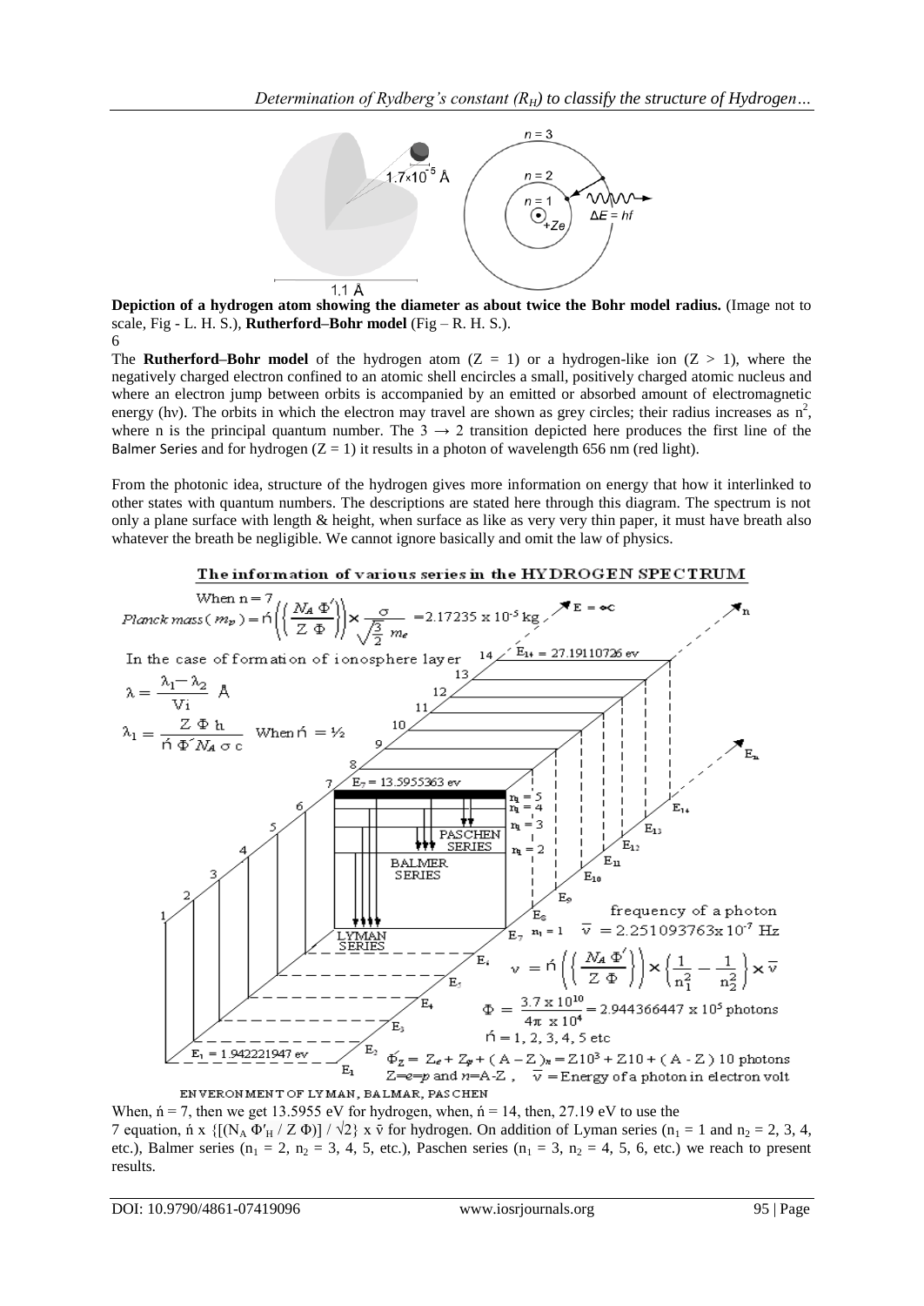**Depiction of a hydrogen atom showing the diameter as about twice the Bohr model radius.** (Image not to scale, Fig - L. H. S.), **Rutherford–Bohr model** (Fig – R. H. S.).

6

The **Rutherford–Bohr model** of the hydrogen atom ($Z = 1$) or a hydrogen-like ion ($Z > 1$), where the negatively charged electron confined to an atomic shell encircles a small, positively charged atomic nucleus and where an electron jump between orbits is accompanied by an emitted or absorbed amount of electromagnetic energy ($h\nu$). The orbits in which the electron may travel are shown as grey circles; their radius increases as $n^2$, where n is the principal quantum number. The $3 \rightarrow 2$ transition depicted here produces the first line of the Balmer Series and for hydrogen ($Z = 1$) it results in a photon of wavelength 656 nm (red light).

From the photonic idea, structure of the hydrogen gives more information on energy that how it interlinked to other states with quantum numbers. The descriptions are stated here through this diagram. The spectrum is not only a plane surface with length & height, when surface as like as very very thin paper, it must have breath also whatever the breath be negligible. We cannot ignore basically and omit the law of physics.

ENVERONMENT OF LYMAN, BALMAR, PASCHEN

When, $\acute{n} = 7$, then we get 13.5955 eV for hydrogen, when, $\acute{n} = 14$, then, 27.19 eV to use the 7 equation, $\acute{n} \times \{[(N_A \Phi'_H / Z \Phi)] / \sqrt{2}\} \times \bar{v}$ for hydrogen. On addition of Lyman series ($n_1 = 1$ and $n_2 = 2, 3, 4$, etc.), Balmer series ($n_1 = 2$, $n_2 = 3, 4, 5$, etc.), Paschen series ($n_1 = 3$, $n_2 = 4, 5, 6$, etc.) we reach to present results.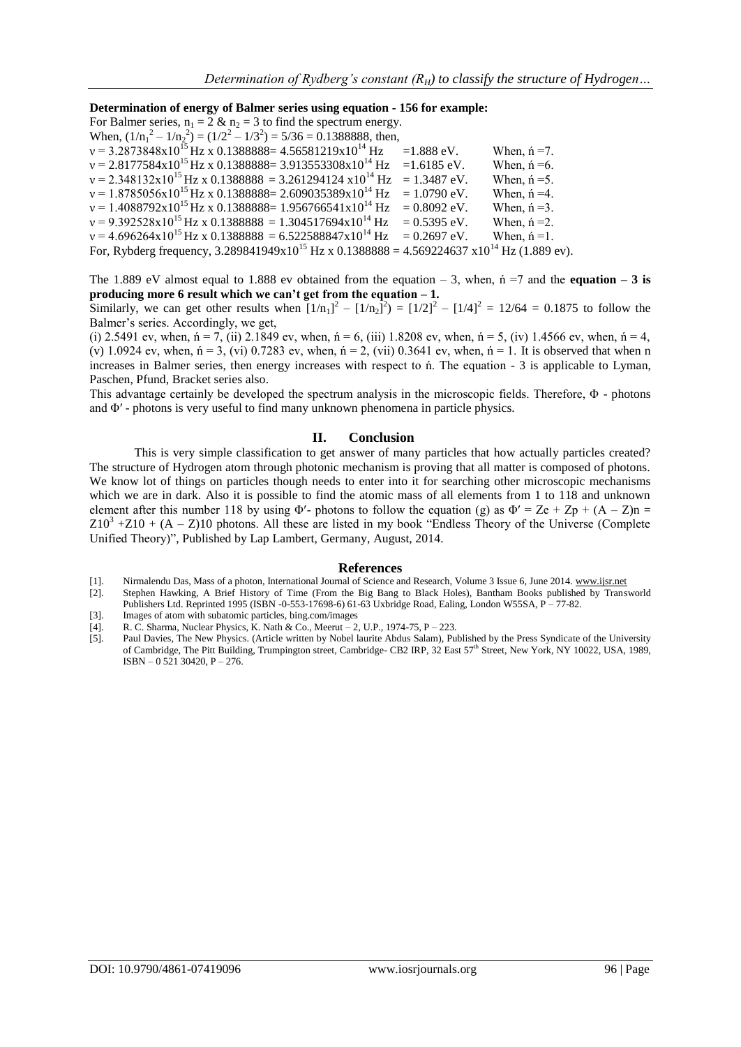**Determination of energy of Balmer series using equation - 156 for example:**

For Balmer series, $n_1 = 2$ & $n_2 = 3$ to find the spectrum energy.

When, $(1/n_1^2 - 1/n_2^2) = (1/2^2 - 1/3^2) = 5/36 = 0.1388888$, then,

| | | |
|---|---|---|
| $\nu = 3.2873848\text{x}10^{15}$ Hz x 0.1388888= $4.56581219\text{x}10^{14}$ Hz | =1.888 eV. | When, ń =7. |
| $\nu = 2.8177584\text{x}10^{15}$ Hz x 0.1388888= $3.913553308\text{x}10^{14}$ Hz | =1.6185 eV. | When, ń =6. |
| $\nu = 2.348132\text{x}10^{15}$ Hz x 0.1388888 = $3.261294124\text{ x}10^{14}$ Hz | = 1.3487 eV. | When, ń =5. |
| $\nu = 1.8785056\text{x}10^{15}$ Hz x 0.1388888= $2.609035389\text{x}10^{14}$ Hz | = 1.0790 eV. | When, ń =4. |
| $\nu = 1.4088792\text{x}10^{15}$ Hz x 0.1388888= $1.956766541\text{x}10^{14}$ Hz | = 0.8092 eV. | When, ń =3. |
| $\nu = 9.392528\text{x}10^{15}$ Hz x 0.1388888 = $1.304517694\text{x}10^{14}$ Hz | = 0.5395 eV. | When, ń =2. |
| $\nu = 4.696264\text{x}10^{15}$ Hz x 0.1388888 = $6.522588847\text{x}10^{14}$ Hz | = 0.2697 eV. | When, ń =1. |

For, Rybderg frequency, $3.289841949\text{x}10^{15}$ Hz x 0.1388888 = $4.569224637\text{ x}10^{14}$ Hz (1.889 ev).

The 1.889 eV almost equal to 1.888 ev obtained from the equation – 3, when, ń =7 and the **equation – 3 is producing more 6 result which we can't get from the equation – 1.**

Similarly, we can get other results when $[1/n_1]^2 - [1/n_2]^2) = [1/2]^2 - [1/4]^2 = 12/64 = 0.1875$ to follow the Balmer's series. Accordingly, we get,

(i) 2.5491 ev, when, ń = 7, (ii) 2.1849 ev, when, ń = 6, (iii) 1.8208 ev, when, ń = 5, (iv) 1.4566 ev, when, ń = 4, (v) 1.0924 ev, when, ń = 3, (vi) 0.7283 ev, when, ń = 2, (vii) 0.3641 ev, when, ń = 1. It is observed that when n increases in Balmer series, then energy increases with respect to ń. The equation - 3 is applicable to Lyman, Paschen, Pfund, Bracket series also.

This advantage certainly be developed the spectrum analysis in the microscopic fields. Therefore, Φ - photons and Φ′ - photons is very useful to find many unknown phenomena in particle physics.

## II. Conclusion

This is very simple classification to get answer of many particles that how actually particles created? The structure of Hydrogen atom through photonic mechanism is proving that all matter is composed of photons. We know lot of things on particles though needs to enter into it for searching other microscopic mechanisms which we are in dark. Also it is possible to find the atomic mass of all elements from 1 to 118 and unknown element after this number 118 by using Φ′- photons to follow the equation (g) as $\Phi' = Ze + Zp + (A - Z)n = Z10^3 + Z10 + (A - Z)10$ photons. All these are listed in my book "Endless Theory of the Universe (Complete Unified Theory)", Published by Lap Lambert, Germany, August, 2014.

## References

[1]. Nirmalendu Das, Mass of a photon, International Journal of Science and Research, Volume 3 Issue 6, June 2014. www.ijsr.net

[2]. Stephen Hawking, A Brief History of Time (From the Big Bang to Black Holes), Bantham Books published by Transworld Publishers Ltd. Reprinted 1995 (ISBN -0-553-17698-6) 61-63 Uxbridge Road, Ealing, London W55SA, P – 77-82.

[3]. Images of atom with subatomic particles, bing.com/images

[4]. R. C. Sharma, Nuclear Physics, K. Nath & Co., Meerut – 2, U.P., 1974-75, P – 223.

[5]. Paul Davies, The New Physics. (Article written by Nobel laurite Abdus Salam), Published by the Press Syndicate of the University of Cambridge, The Pitt Building, Trumpington street, Cambridge- CB2 IRP, 32 East 57th Street, New York, NY 10022, USA, 1989, ISBN – 0 521 30420, P – 276.